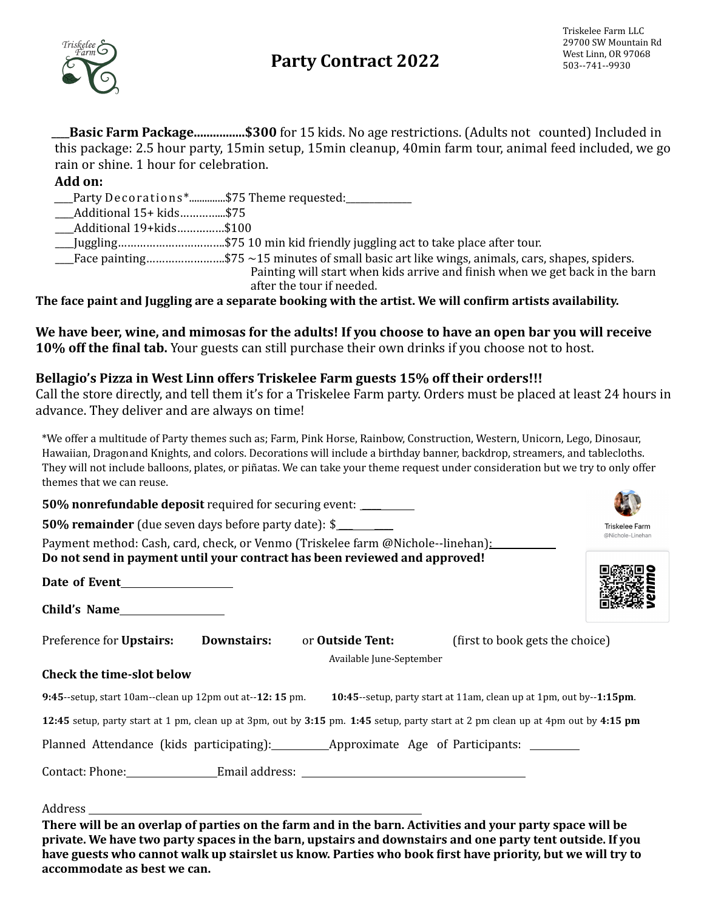# Party Contract 2022

Triskelee Farm LLC
29700 SW Mountain Rd
West Linn, OR 97068
503--741--9930

___**Basic Farm Package................$300** for 15 kids. No age restrictions. (Adults not counted) Included in this package: 2.5 hour party, 15min setup, 15min cleanup, 40min farm tour, animal feed included, we go rain or shine. 1 hour for celebration.

**Add on:**

- ____Party Decorations*..............$75 Theme requested:______________
- ____Additional 15+ kids…………...$75
- ____Additional 19+kids……………$100
- ____Juggling……………………………$75 10 min kid friendly juggling act to take place after tour.
- ____Face painting…………………….$75 ~15 minutes of small basic art like wings, animals, cars, shapes, spiders. Painting will start when kids arrive and finish when we get back in the barn after the tour if needed.

**The face paint and Juggling are a separate booking with the artist. We will confirm artists availability.**

**We have beer, wine, and mimosas for the adults! If you choose to have an open bar you will receive 10% off the final tab.** Your guests can still purchase their own drinks if you choose not to host.

**Bellagio's Pizza in West Linn offers Triskelee Farm guests 15% off their orders!!!**
Call the store directly, and tell them it's for a Triskelee Farm party. Orders must be placed at least 24 hours in advance. They deliver and are always on time!

*We offer a multitude of Party themes such as; Farm, Pink Horse, Rainbow, Construction, Western, Unicorn, Lego, Dinosaur, Hawaiian, Dragonand Knights, and colors. Decorations will include a birthday banner, backdrop, streamers, and tablecloths. They will not include balloons, plates, or piñatas. We can take your theme request under consideration but we try to only offer themes that we can reuse.

**50% nonrefundable deposit** required for securing event: ____________

**50% remainder** (due seven days before party date): $____________

Payment method: Cash, card, check, or Venmo (Triskelee farm @Nichole--linehan):____________

**Do not send in payment until your contract has been reviewed and approved!**

Triskelee Farm
@Nichole-Linehan
venmo

**Date of Event**______________________

**Child's Name**______________________

Preference for **Upstairs:** **Downstairs:** or **Outside Tent:** (first to book gets the choice)
Available June-September

**Check the time-slot below**

**9:45**--setup, start 10am--clean up 12pm out at--**12: 15** pm. **10:45**--setup, party start at 11am, clean up at 1pm, out by--**1:15pm**.

**12:45** setup, party start at 1 pm, clean up at 3pm, out by **3:15** pm. **1:45** setup, party start at 2 pm clean up at 4pm out by **4:15 pm**

Planned Attendance (kids participating):____________Approximate Age of Participants: __________

Contact: Phone:__________________Email address: ____________________________________________

Address ________________________________________________________________________

**There will be an overlap of parties on the farm and in the barn. Activities and your party space will be private. We have two party spaces in the barn, upstairs and downstairs and one party tent outside. If you have guests who cannot walk up stairslet us know. Parties who book first have priority, but we will try to accommodate as best we can.**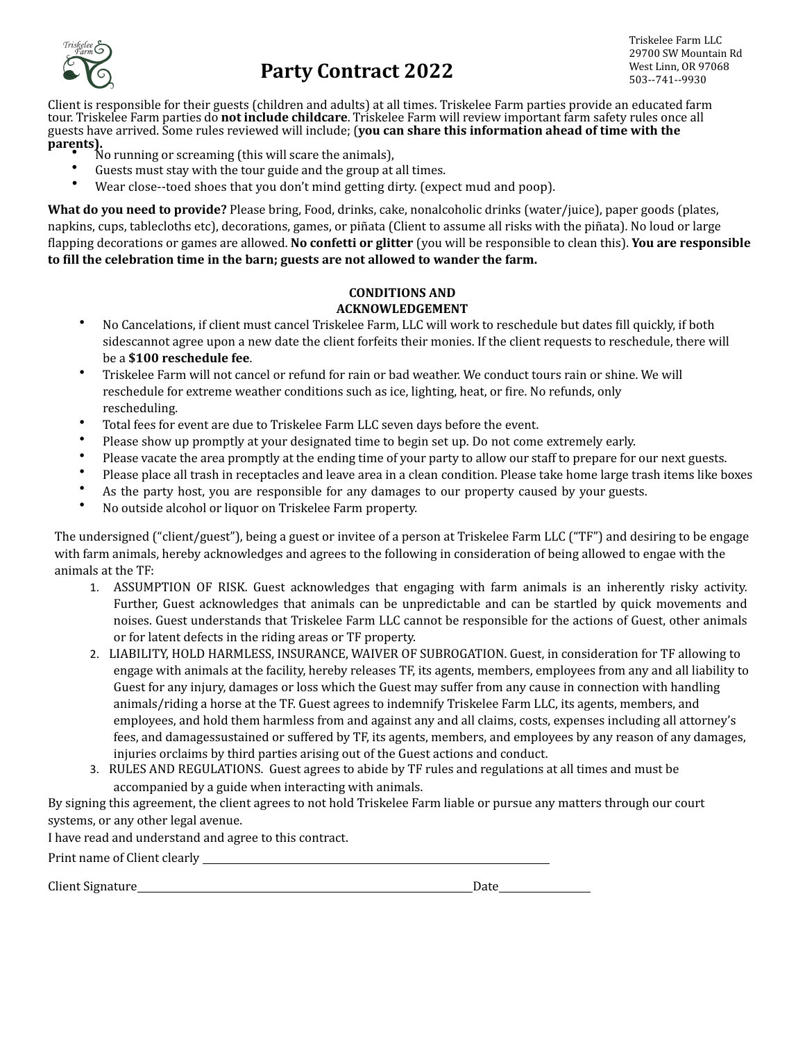Triskelee Farm LLC
29700 SW Mountain Rd
West Linn, OR 97068
503--741--9930

# Party Contract 2022

Client is responsible for their guests (children and adults) at all times. Triskelee Farm parties provide an educated farm tour. Triskelee Farm parties do **not include childcare**. Triskelee Farm will review important farm safety rules once all guests have arrived. Some rules reviewed will include; (**you can share this information ahead of time with the parents).**

- No running or screaming (this will scare the animals),
- Guests must stay with the tour guide and the group at all times.
- Wear close--toed shoes that you don't mind getting dirty. (expect mud and poop).

**What do you need to provide?** Please bring, Food, drinks, cake, nonalcoholic drinks (water/juice), paper goods (plates, napkins, cups, tablecloths etc), decorations, games, or piñata (Client to assume all risks with the piñata). No loud or large flapping decorations or games are allowed. **No confetti or glitter** (you will be responsible to clean this). **You are responsible to fill the celebration time in the barn; guests are not allowed to wander the farm.**

**CONDITIONS AND ACKNOWLEDGEMENT**

- No Cancelations, if client must cancel Triskelee Farm, LLC will work to reschedule but dates fill quickly, if both sidescannot agree upon a new date the client forfeits their monies. If the client requests to reschedule, there will be a **$100 reschedule fee**.
- Triskelee Farm will not cancel or refund for rain or bad weather. We conduct tours rain or shine. We will reschedule for extreme weather conditions such as ice, lighting, heat, or fire. No refunds, only rescheduling.
- Total fees for event are due to Triskelee Farm LLC seven days before the event.
- Please show up promptly at your designated time to begin set up. Do not come extremely early.
- Please vacate the area promptly at the ending time of your party to allow our staff to prepare for our next guests.
- Please place all trash in receptacles and leave area in a clean condition. Please take home large trash items like boxes
- As the party host, you are responsible for any damages to our property caused by your guests.
- No outside alcohol or liquor on Triskelee Farm property.

The undersigned ("client/guest"), being a guest or invitee of a person at Triskelee Farm LLC ("TF") and desiring to be engage with farm animals, hereby acknowledges and agrees to the following in consideration of being allowed to engae with the animals at the TF:

1. ASSUMPTION OF RISK. Guest acknowledges that engaging with farm animals is an inherently risky activity. Further, Guest acknowledges that animals can be unpredictable and can be startled by quick movements and noises. Guest understands that Triskelee Farm LLC cannot be responsible for the actions of Guest, other animals or for latent defects in the riding areas or TF property.
2. LIABILITY, HOLD HARMLESS, INSURANCE, WAIVER OF SUBROGATION. Guest, in consideration for TF allowing to engage with animals at the facility, hereby releases TF, its agents, members, employees from any and all liability to Guest for any injury, damages or loss which the Guest may suffer from any cause in connection with handling animals/riding a horse at the TF. Guest agrees to indemnify Triskelee Farm LLC, its agents, members, and employees, and hold them harmless from and against any and all claims, costs, expenses including all attorney's fees, and damagessustained or suffered by TF, its agents, members, and employees by any reason of any damages, injuries orclaims by third parties arising out of the Guest actions and conduct.
3. RULES AND REGULATIONS. Guest agrees to abide by TF rules and regulations at all times and must be accompanied by a guide when interacting with animals.

By signing this agreement, the client agrees to not hold Triskelee Farm liable or pursue any matters through our court systems, or any other legal avenue.

I have read and understand and agree to this contract.

Print name of Client clearly \_\_\_\_\_\_\_\_\_\_\_\_\_\_\_\_\_\_\_\_\_\_\_\_\_\_\_\_\_\_\_\_\_\_\_\_\_\_\_\_

Client Signature\_\_\_\_\_\_\_\_\_\_\_\_\_\_\_\_\_\_\_\_\_\_\_\_\_\_\_\_\_\_\_\_\_\_\_\_Date\_\_\_\_\_\_\_\_\_\_